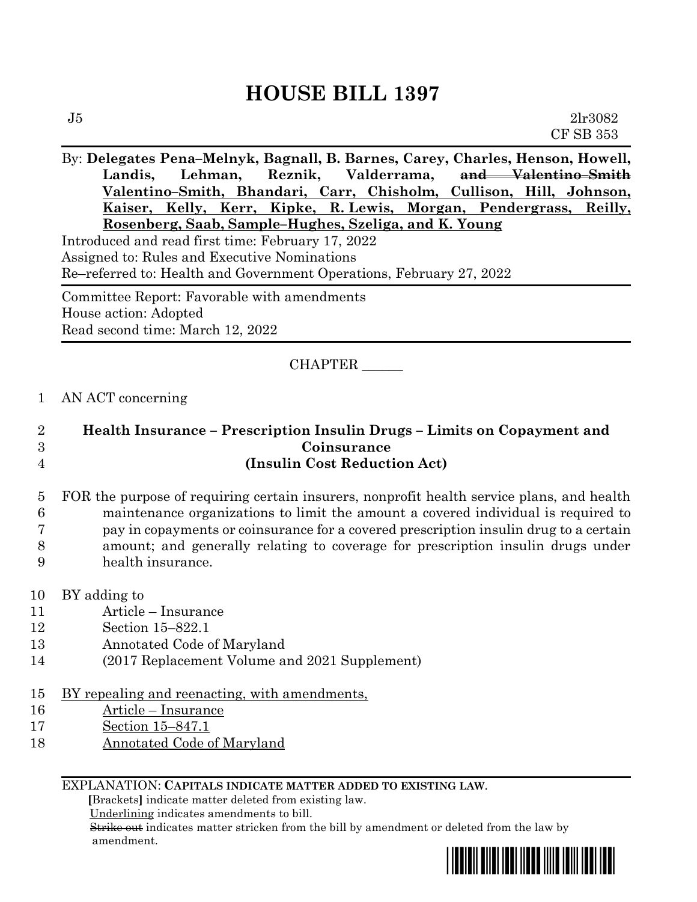# HOUSE BILL 1397

J5 2lr3082
CF SB 353

By: **Delegates Pena–Melnyk, Bagnall, B. Barnes, Carey, Charles, Henson, Howell, Landis, Lehman, Reznik, Valderrama, ~~and Valentino–Smith~~ Valentino–Smith, Bhandari, Carr, Chisholm, Cullison, Hill, Johnson, Kaiser, Kelly, Kerr, Kipke, R. Lewis, Morgan, Pendergrass, Reilly, Rosenberg, Saab, Sample–Hughes, Szeliga, and K. Young**

Introduced and read first time: February 17, 2022
Assigned to: Rules and Executive Nominations
Re–referred to: Health and Government Operations, February 27, 2022

Committee Report: Favorable with amendments
House action: Adopted
Read second time: March 12, 2022

CHAPTER ______

1 AN ACT concerning

2 **Health Insurance – Prescription Insulin Drugs – Limits on Copayment and**
3 **Coinsurance**
4 **(Insulin Cost Reduction Act)**

5 FOR the purpose of requiring certain insurers, nonprofit health service plans, and health
6 maintenance organizations to limit the amount a covered individual is required to
7 pay in copayments or coinsurance for a covered prescription insulin drug to a certain
8 amount; and generally relating to coverage for prescription insulin drugs under
9 health insurance.

10 BY adding to
11 Article – Insurance
12 Section 15–822.1
13 Annotated Code of Maryland
14 (2017 Replacement Volume and 2021 Supplement)

15 BY repealing and reenacting, with amendments,
16 Article – Insurance
17 Section 15–847.1
18 Annotated Code of Maryland

EXPLANATION: **CAPITALS INDICATE MATTER ADDED TO EXISTING LAW.**
**[**Brackets**]** indicate matter deleted from existing law.
Underlining indicates amendments to bill.
~~Strike out~~ indicates matter stricken from the bill by amendment or deleted from the law by amendment.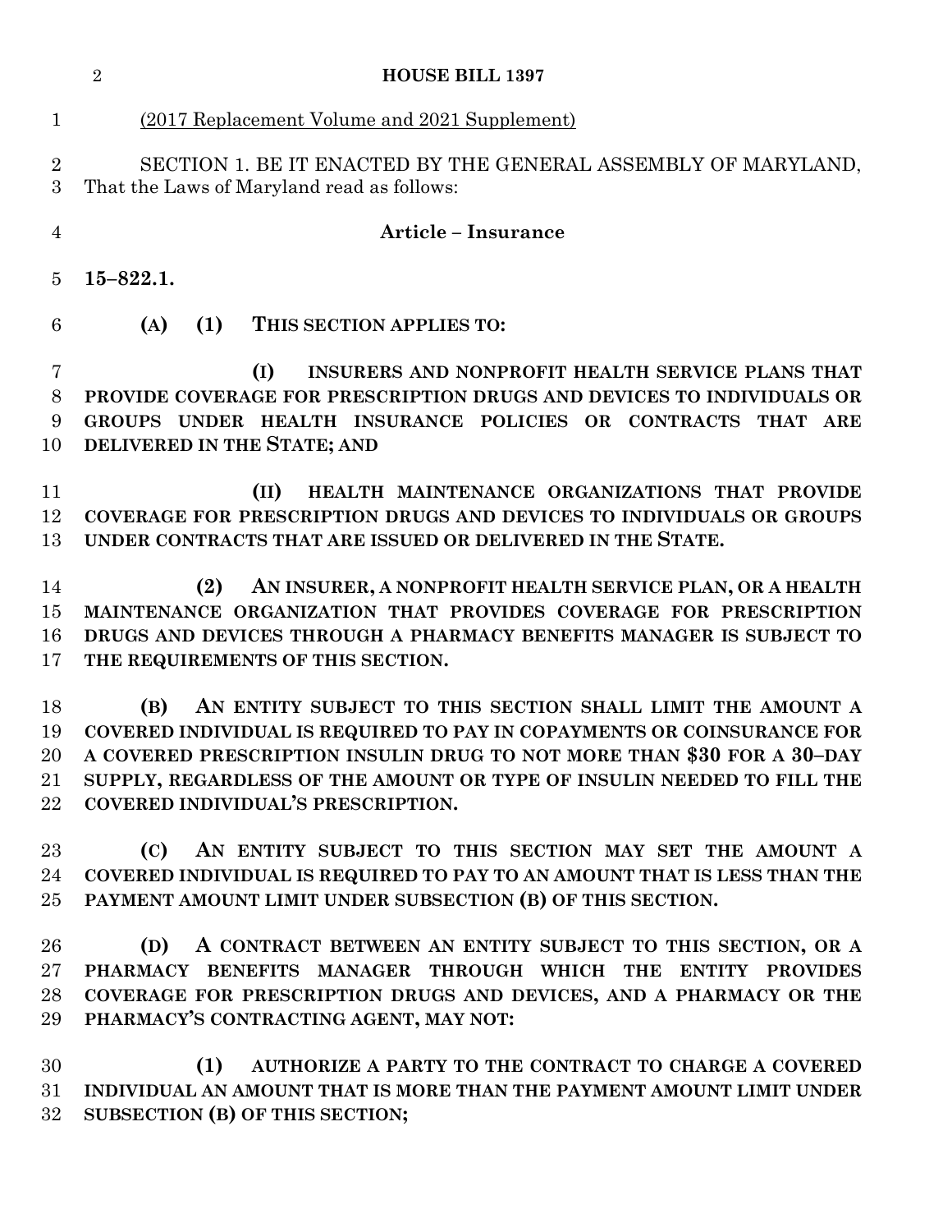(2017 Replacement Volume and 2021 Supplement)

SECTION 1. BE IT ENACTED BY THE GENERAL ASSEMBLY OF MARYLAND, That the Laws of Maryland read as follows:

**Article – Insurance**

**15–822.1.**

**(A) (1) THIS SECTION APPLIES TO:**

**(I) INSURERS AND NONPROFIT HEALTH SERVICE PLANS THAT PROVIDE COVERAGE FOR PRESCRIPTION DRUGS AND DEVICES TO INDIVIDUALS OR GROUPS UNDER HEALTH INSURANCE POLICIES OR CONTRACTS THAT ARE DELIVERED IN THE STATE; AND**

**(II) HEALTH MAINTENANCE ORGANIZATIONS THAT PROVIDE COVERAGE FOR PRESCRIPTION DRUGS AND DEVICES TO INDIVIDUALS OR GROUPS UNDER CONTRACTS THAT ARE ISSUED OR DELIVERED IN THE STATE.**

**(2) AN INSURER, A NONPROFIT HEALTH SERVICE PLAN, OR A HEALTH MAINTENANCE ORGANIZATION THAT PROVIDES COVERAGE FOR PRESCRIPTION DRUGS AND DEVICES THROUGH A PHARMACY BENEFITS MANAGER IS SUBJECT TO THE REQUIREMENTS OF THIS SECTION.**

**(B) AN ENTITY SUBJECT TO THIS SECTION SHALL LIMIT THE AMOUNT A COVERED INDIVIDUAL IS REQUIRED TO PAY IN COPAYMENTS OR COINSURANCE FOR A COVERED PRESCRIPTION INSULIN DRUG TO NOT MORE THAN $30 FOR A 30–DAY SUPPLY, REGARDLESS OF THE AMOUNT OR TYPE OF INSULIN NEEDED TO FILL THE COVERED INDIVIDUAL'S PRESCRIPTION.**

**(C) AN ENTITY SUBJECT TO THIS SECTION MAY SET THE AMOUNT A COVERED INDIVIDUAL IS REQUIRED TO PAY TO AN AMOUNT THAT IS LESS THAN THE PAYMENT AMOUNT LIMIT UNDER SUBSECTION (B) OF THIS SECTION.**

**(D) A CONTRACT BETWEEN AN ENTITY SUBJECT TO THIS SECTION, OR A PHARMACY BENEFITS MANAGER THROUGH WHICH THE ENTITY PROVIDES COVERAGE FOR PRESCRIPTION DRUGS AND DEVICES, AND A PHARMACY OR THE PHARMACY'S CONTRACTING AGENT, MAY NOT:**

**(1) AUTHORIZE A PARTY TO THE CONTRACT TO CHARGE A COVERED INDIVIDUAL AN AMOUNT THAT IS MORE THAN THE PAYMENT AMOUNT LIMIT UNDER SUBSECTION (B) OF THIS SECTION;**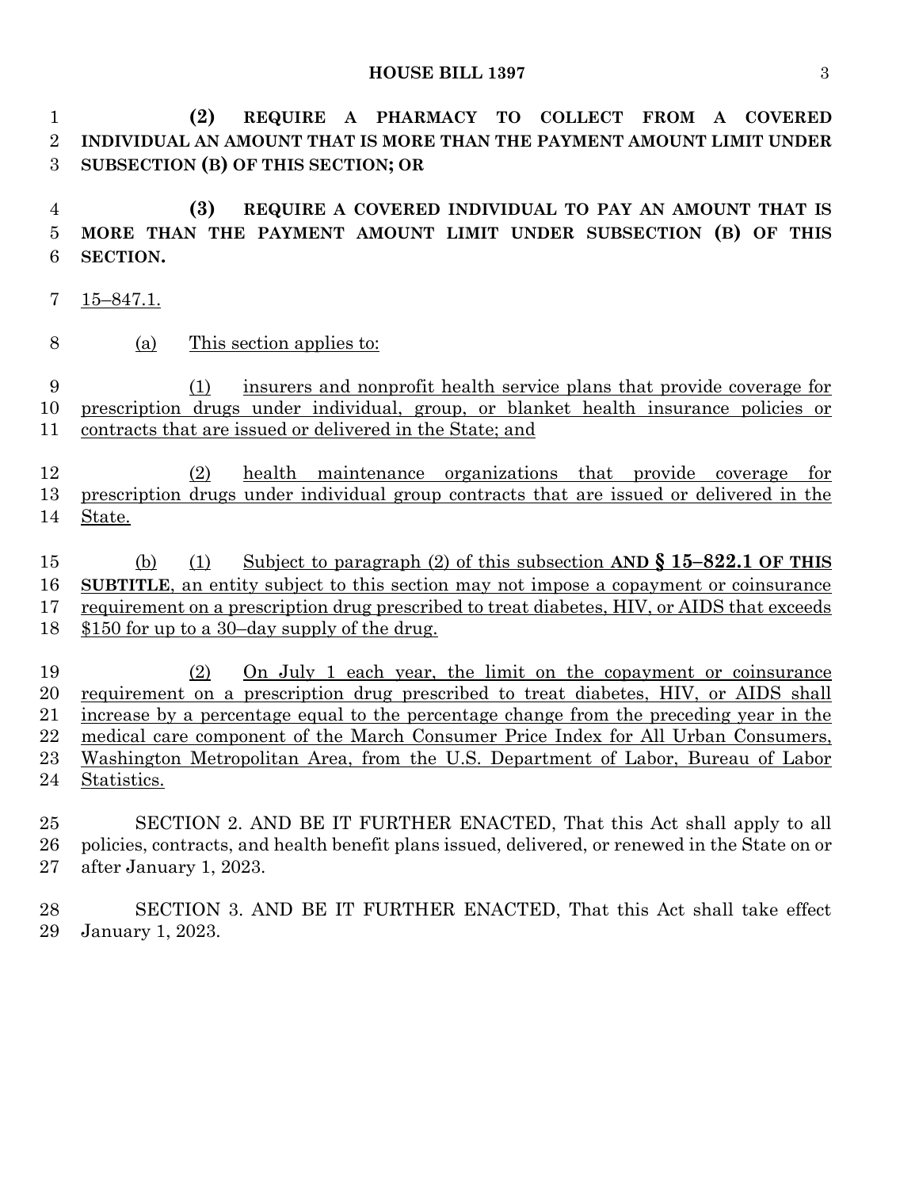**(2) REQUIRE A PHARMACY TO COLLECT FROM A COVERED INDIVIDUAL AN AMOUNT THAT IS MORE THAN THE PAYMENT AMOUNT LIMIT UNDER SUBSECTION (B) OF THIS SECTION; OR**

**(3) REQUIRE A COVERED INDIVIDUAL TO PAY AN AMOUNT THAT IS MORE THAN THE PAYMENT AMOUNT LIMIT UNDER SUBSECTION (B) OF THIS SECTION.**

15–847.1.

(a) This section applies to:

(1) insurers and nonprofit health service plans that provide coverage for prescription drugs under individual, group, or blanket health insurance policies or contracts that are issued or delivered in the State; and

(2) health maintenance organizations that provide coverage for prescription drugs under individual group contracts that are issued or delivered in the State.

(b) (1) Subject to paragraph (2) of this subsection **AND § 15–822.1 OF THIS SUBTITLE**, an entity subject to this section may not impose a copayment or coinsurance requirement on a prescription drug prescribed to treat diabetes, HIV, or AIDS that exceeds $150 for up to a 30–day supply of the drug.

(2) On July 1 each year, the limit on the copayment or coinsurance requirement on a prescription drug prescribed to treat diabetes, HIV, or AIDS shall increase by a percentage equal to the percentage change from the preceding year in the medical care component of the March Consumer Price Index for All Urban Consumers, Washington Metropolitan Area, from the U.S. Department of Labor, Bureau of Labor Statistics.

SECTION 2. AND BE IT FURTHER ENACTED, That this Act shall apply to all policies, contracts, and health benefit plans issued, delivered, or renewed in the State on or after January 1, 2023.

SECTION 3. AND BE IT FURTHER ENACTED, That this Act shall take effect January 1, 2023.